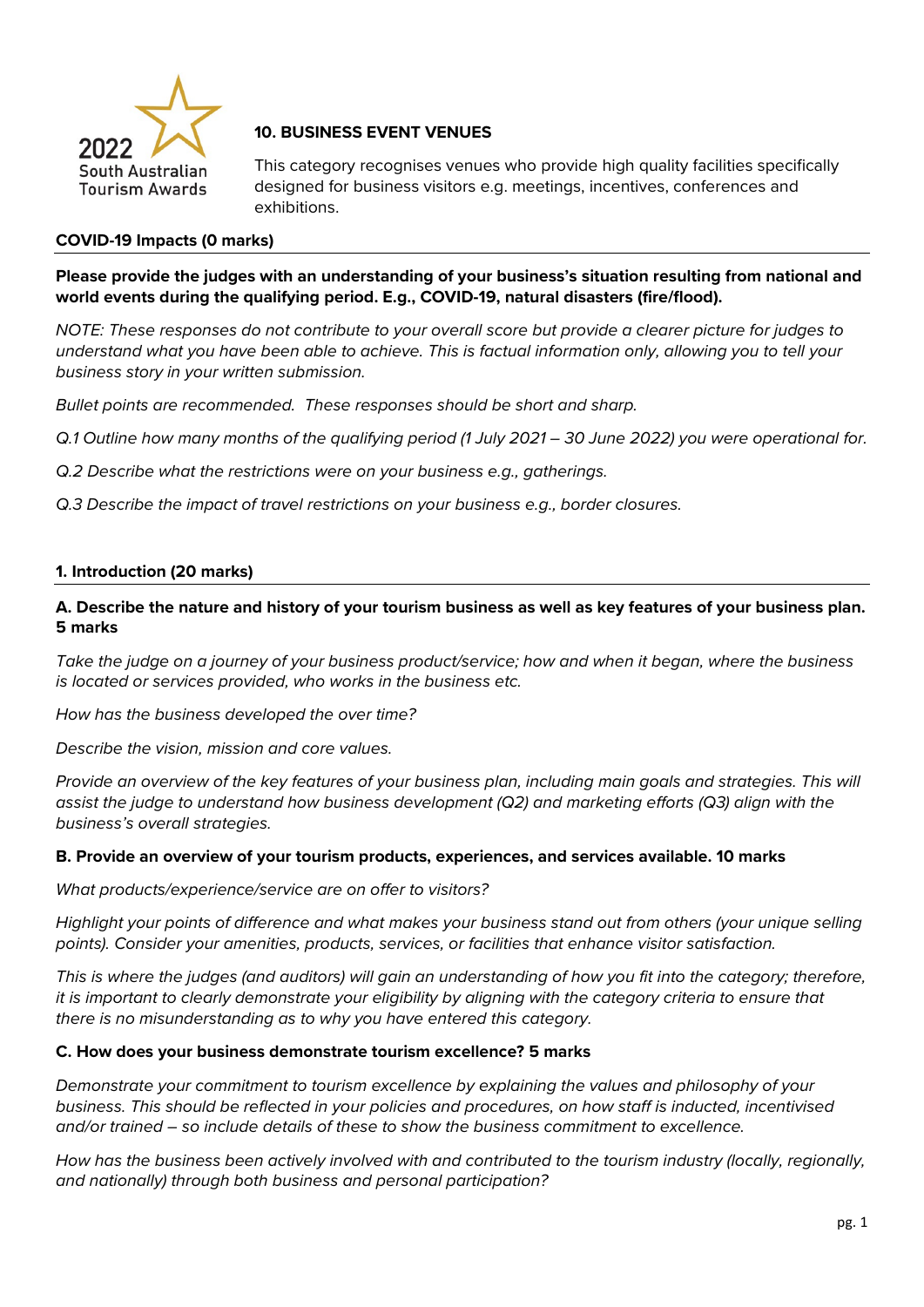2022 South Australian Tourism Awards

## 10. BUSINESS EVENT VENUES

This category recognises venues who provide high quality facilities specifically designed for business visitors e.g. meetings, incentives, conferences and exhibitions.

### COVID-19 Impacts (0 marks)

**Please provide the judges with an understanding of your business's situation resulting from national and world events during the qualifying period. E.g., COVID-19, natural disasters (fire/flood).**

*NOTE: These responses do not contribute to your overall score but provide a clearer picture for judges to understand what you have been able to achieve. This is factual information only, allowing you to tell your business story in your written submission.*

*Bullet points are recommended. These responses should be short and sharp.*

*Q.1 Outline how many months of the qualifying period (1 July 2021 – 30 June 2022) you were operational for.*

*Q.2 Describe what the restrictions were on your business e.g., gatherings.*

*Q.3 Describe the impact of travel restrictions on your business e.g., border closures.*

### 1. Introduction (20 marks)

**A. Describe the nature and history of your tourism business as well as key features of your business plan. 5 marks**

*Take the judge on a journey of your business product/service; how and when it began, where the business is located or services provided, who works in the business etc.*

*How has the business developed the over time?*

*Describe the vision, mission and core values.*

*Provide an overview of the key features of your business plan, including main goals and strategies. This will assist the judge to understand how business development (Q2) and marketing efforts (Q3) align with the business's overall strategies.*

**B. Provide an overview of your tourism products, experiences, and services available. 10 marks**

*What products/experience/service are on offer to visitors?*

*Highlight your points of difference and what makes your business stand out from others (your unique selling points). Consider your amenities, products, services, or facilities that enhance visitor satisfaction.*

*This is where the judges (and auditors) will gain an understanding of how you fit into the category; therefore, it is important to clearly demonstrate your eligibility by aligning with the category criteria to ensure that there is no misunderstanding as to why you have entered this category.*

**C. How does your business demonstrate tourism excellence? 5 marks**

*Demonstrate your commitment to tourism excellence by explaining the values and philosophy of your business. This should be reflected in your policies and procedures, on how staff is inducted, incentivised and/or trained – so include details of these to show the business commitment to excellence.*

*How has the business been actively involved with and contributed to the tourism industry (locally, regionally, and nationally) through both business and personal participation?*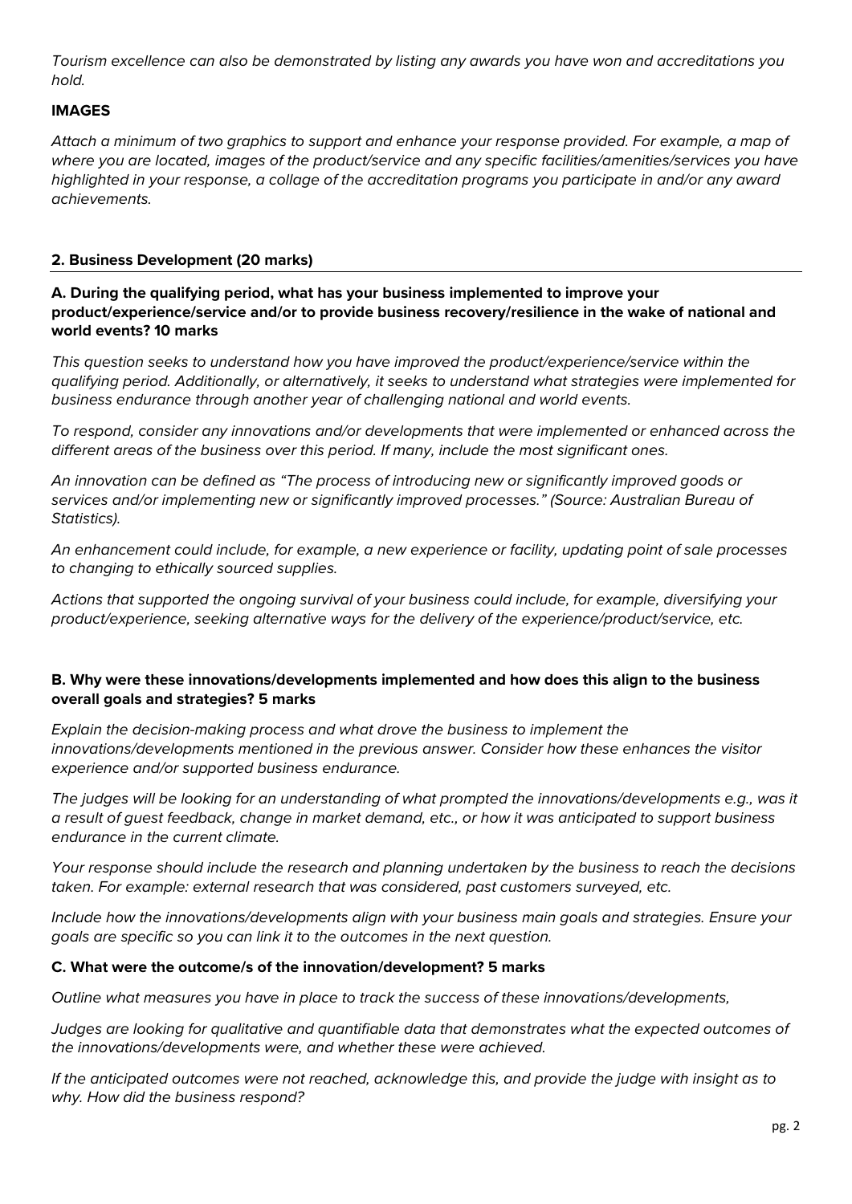*Tourism excellence can also be demonstrated by listing any awards you have won and accreditations you hold.*

**IMAGES**

*Attach a minimum of two graphics to support and enhance your response provided. For example, a map of where you are located, images of the product/service and any specific facilities/amenities/services you have highlighted in your response, a collage of the accreditation programs you participate in and/or any award achievements.*

## 2. Business Development (20 marks)

**A. During the qualifying period, what has your business implemented to improve your product/experience/service and/or to provide business recovery/resilience in the wake of national and world events? 10 marks**

*This question seeks to understand how you have improved the product/experience/service within the qualifying period. Additionally, or alternatively, it seeks to understand what strategies were implemented for business endurance through another year of challenging national and world events.*

*To respond, consider any innovations and/or developments that were implemented or enhanced across the different areas of the business over this period. If many, include the most significant ones.*

*An innovation can be defined as "The process of introducing new or significantly improved goods or services and/or implementing new or significantly improved processes." (Source: Australian Bureau of Statistics).*

*An enhancement could include, for example, a new experience or facility, updating point of sale processes to changing to ethically sourced supplies.*

*Actions that supported the ongoing survival of your business could include, for example, diversifying your product/experience, seeking alternative ways for the delivery of the experience/product/service, etc.*

**B. Why were these innovations/developments implemented and how does this align to the business overall goals and strategies? 5 marks**

*Explain the decision-making process and what drove the business to implement the innovations/developments mentioned in the previous answer. Consider how these enhances the visitor experience and/or supported business endurance.*

*The judges will be looking for an understanding of what prompted the innovations/developments e.g., was it a result of guest feedback, change in market demand, etc., or how it was anticipated to support business endurance in the current climate.*

*Your response should include the research and planning undertaken by the business to reach the decisions taken. For example: external research that was considered, past customers surveyed, etc.*

*Include how the innovations/developments align with your business main goals and strategies. Ensure your goals are specific so you can link it to the outcomes in the next question.*

**C. What were the outcome/s of the innovation/development? 5 marks**

*Outline what measures you have in place to track the success of these innovations/developments,*

*Judges are looking for qualitative and quantifiable data that demonstrates what the expected outcomes of the innovations/developments were, and whether these were achieved.*

*If the anticipated outcomes were not reached, acknowledge this, and provide the judge with insight as to why. How did the business respond?*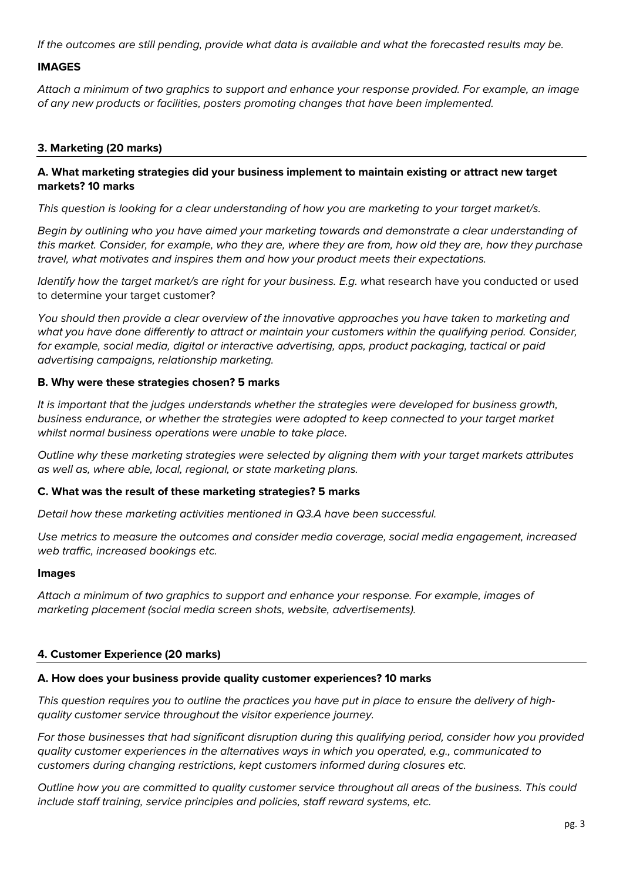*If the outcomes are still pending, provide what data is available and what the forecasted results may be.*

**IMAGES**

*Attach a minimum of two graphics to support and enhance your response provided. For example, an image of any new products or facilities, posters promoting changes that have been implemented.*

## 3. Marketing (20 marks)

**A. What marketing strategies did your business implement to maintain existing or attract new target markets? 10 marks**

*This question is looking for a clear understanding of how you are marketing to your target market/s.*

*Begin by outlining who you have aimed your marketing towards and demonstrate a clear understanding of this market. Consider, for example, who they are, where they are from, how old they are, how they purchase travel, what motivates and inspires them and how your product meets their expectations.*

*Identify how the target market/s are right for your business. E.g. w*hat research have you conducted or used to determine your target customer?

*You should then provide a clear overview of the innovative approaches you have taken to marketing and what you have done differently to attract or maintain your customers within the qualifying period. Consider, for example, social media, digital or interactive advertising, apps, product packaging, tactical or paid advertising campaigns, relationship marketing.*

**B. Why were these strategies chosen? 5 marks**

*It is important that the judges understands whether the strategies were developed for business growth, business endurance, or whether the strategies were adopted to keep connected to your target market whilst normal business operations were unable to take place.*

*Outline why these marketing strategies were selected by aligning them with your target markets attributes as well as, where able, local, regional, or state marketing plans.*

**C. What was the result of these marketing strategies? 5 marks**

*Detail how these marketing activities mentioned in Q3.A have been successful.*

*Use metrics to measure the outcomes and consider media coverage, social media engagement, increased web traffic, increased bookings etc.*

**Images**

*Attach a minimum of two graphics to support and enhance your response. For example, images of marketing placement (social media screen shots, website, advertisements).*

## 4. Customer Experience (20 marks)

**A. How does your business provide quality customer experiences? 10 marks**

*This question requires you to outline the practices you have put in place to ensure the delivery of high-quality customer service throughout the visitor experience journey.*

*For those businesses that had significant disruption during this qualifying period, consider how you provided quality customer experiences in the alternatives ways in which you operated, e.g., communicated to customers during changing restrictions, kept customers informed during closures etc.*

*Outline how you are committed to quality customer service throughout all areas of the business. This could include staff training, service principles and policies, staff reward systems, etc.*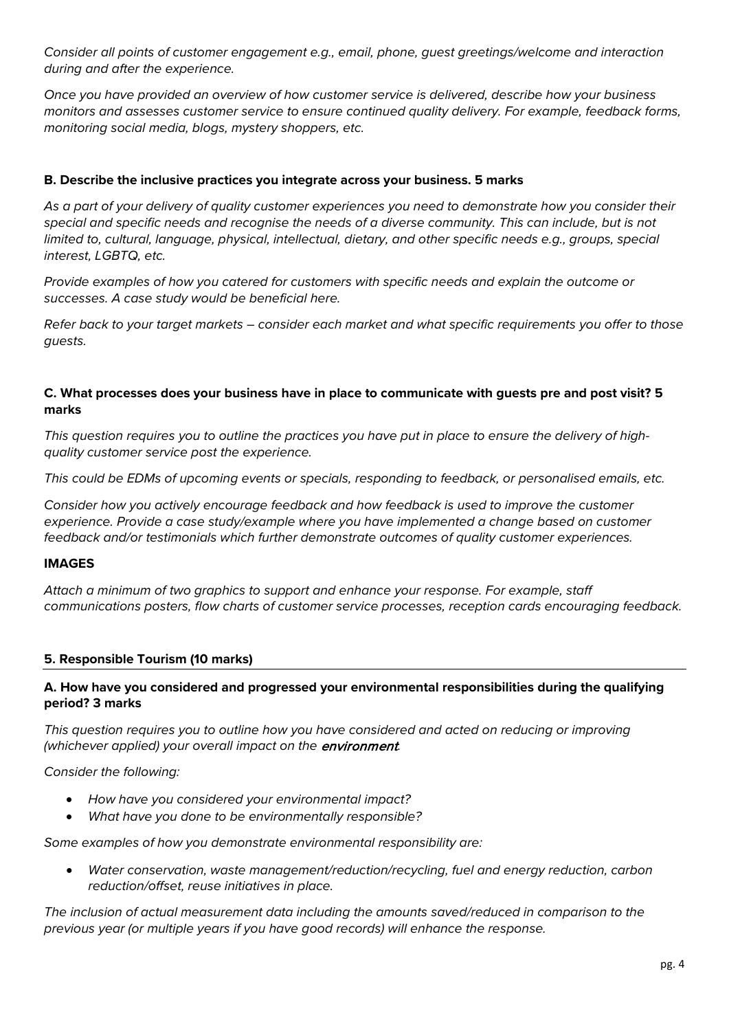*Consider all points of customer engagement e.g., email, phone, guest greetings/welcome and interaction during and after the experience.*

*Once you have provided an overview of how customer service is delivered, describe how your business monitors and assesses customer service to ensure continued quality delivery. For example, feedback forms, monitoring social media, blogs, mystery shoppers, etc.*

**B. Describe the inclusive practices you integrate across your business. 5 marks**

*As a part of your delivery of quality customer experiences you need to demonstrate how you consider their special and specific needs and recognise the needs of a diverse community. This can include, but is not limited to, cultural, language, physical, intellectual, dietary, and other specific needs e.g., groups, special interest, LGBTQ, etc.*

*Provide examples of how you catered for customers with specific needs and explain the outcome or successes. A case study would be beneficial here.*

*Refer back to your target markets – consider each market and what specific requirements you offer to those guests.*

**C. What processes does your business have in place to communicate with guests pre and post visit? 5 marks**

*This question requires you to outline the practices you have put in place to ensure the delivery of high-quality customer service post the experience.*

*This could be EDMs of upcoming events or specials, responding to feedback, or personalised emails, etc.*

*Consider how you actively encourage feedback and how feedback is used to improve the customer experience. Provide a case study/example where you have implemented a change based on customer feedback and/or testimonials which further demonstrate outcomes of quality customer experiences.*

**IMAGES**

*Attach a minimum of two graphics to support and enhance your response. For example, staff communications posters, flow charts of customer service processes, reception cards encouraging feedback.*

## 5. Responsible Tourism (10 marks)

**A. How have you considered and progressed your environmental responsibilities during the qualifying period? 3 marks**

*This question requires you to outline how you have considered and acted on reducing or improving (whichever applied) your overall impact on the environment.*

*Consider the following:*

- *How have you considered your environmental impact?*
- *What have you done to be environmentally responsible?*

*Some examples of how you demonstrate environmental responsibility are:*

- *Water conservation, waste management/reduction/recycling, fuel and energy reduction, carbon reduction/offset, reuse initiatives in place.*

*The inclusion of actual measurement data including the amounts saved/reduced in comparison to the previous year (or multiple years if you have good records) will enhance the response.*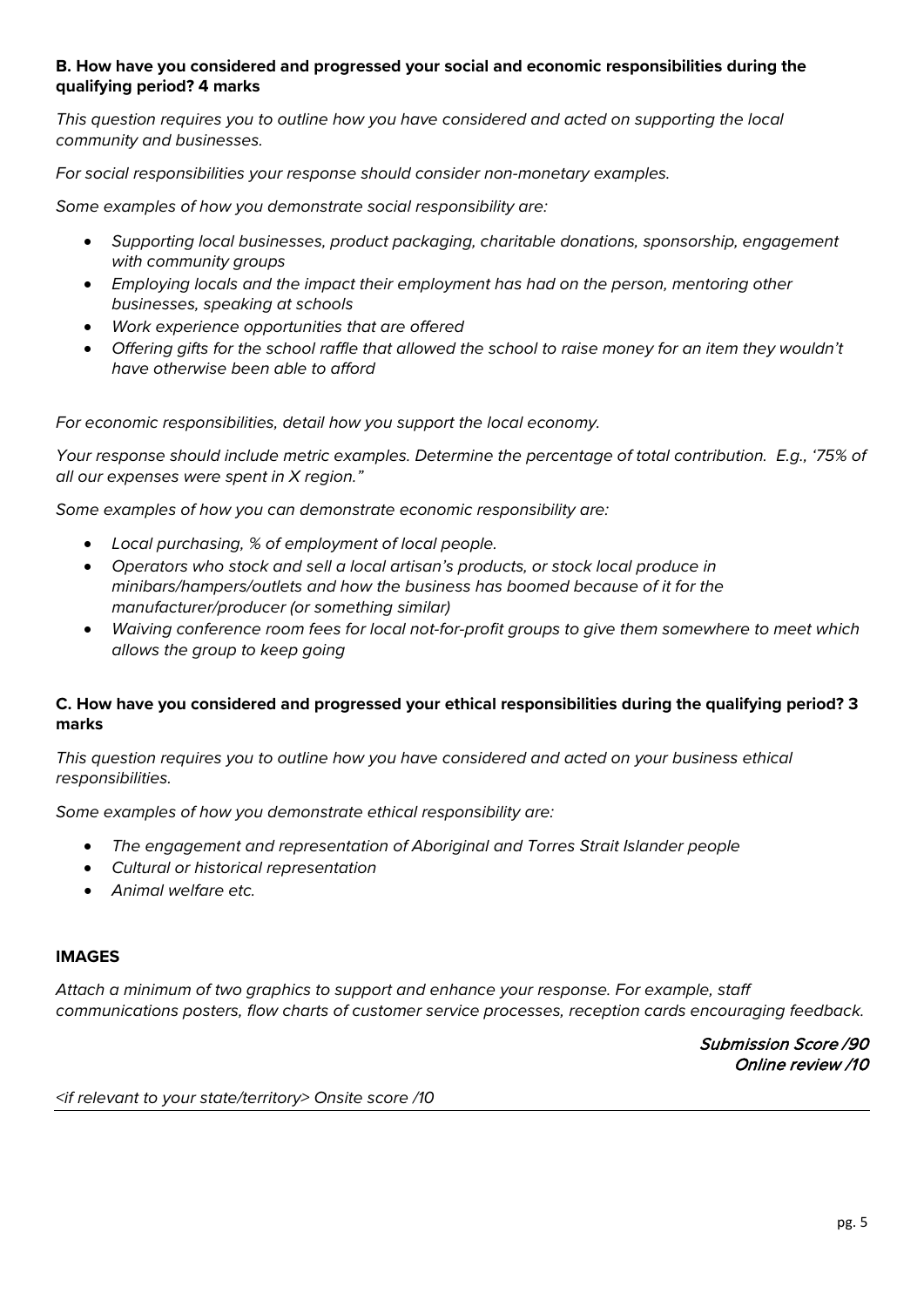**B. How have you considered and progressed your social and economic responsibilities during the qualifying period? 4 marks**

*This question requires you to outline how you have considered and acted on supporting the local community and businesses.*

*For social responsibilities your response should consider non-monetary examples.*

*Some examples of how you demonstrate social responsibility are:*

- *Supporting local businesses, product packaging, charitable donations, sponsorship, engagement with community groups*
- *Employing locals and the impact their employment has had on the person, mentoring other businesses, speaking at schools*
- *Work experience opportunities that are offered*
- *Offering gifts for the school raffle that allowed the school to raise money for an item they wouldn't have otherwise been able to afford*

*For economic responsibilities, detail how you support the local economy.*

*Your response should include metric examples. Determine the percentage of total contribution. E.g., '75% of all our expenses were spent in X region."*

*Some examples of how you can demonstrate economic responsibility are:*

- *Local purchasing, % of employment of local people.*
- *Operators who stock and sell a local artisan's products, or stock local produce in minibars/hampers/outlets and how the business has boomed because of it for the manufacturer/producer (or something similar)*
- *Waiving conference room fees for local not-for-profit groups to give them somewhere to meet which allows the group to keep going*

**C. How have you considered and progressed your ethical responsibilities during the qualifying period? 3 marks**

*This question requires you to outline how you have considered and acted on your business ethical responsibilities.*

*Some examples of how you demonstrate ethical responsibility are:*

- *The engagement and representation of Aboriginal and Torres Strait Islander people*
- *Cultural or historical representation*
- *Animal welfare etc.*

**IMAGES**

*Attach a minimum of two graphics to support and enhance your response. For example, staff communications posters, flow charts of customer service processes, reception cards encouraging feedback.*

*Submission Score /90*
*Online review /10*

*<if relevant to your state/territory> Onsite score /10*